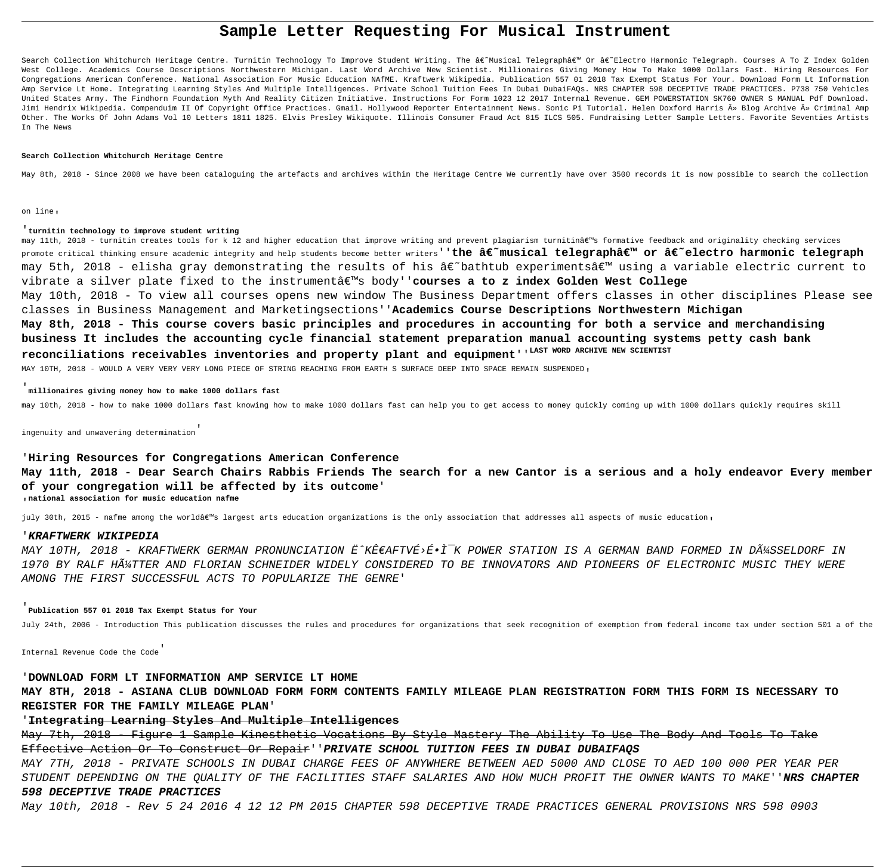# Sample Letter Requesting For Musical Instrument

Search Collection Whitchurch Heritage Centre. Turnitin Technology To Improve Student Writing. The â€˜Musical Telegraphâ€™ Or â€˜Electro Harmonic Telegraph. Courses A To Z Index Golden West College. Academics Course Descriptions Northwestern Michigan. Last Word Archive New Scientist. Millionaires Giving Money How To Make 1000 Dollars Fast. Hiring Resources For Congregations American Conference. National Association For Music Education NAfME. Kraftwerk Wikipedia. Publication 557 01 2018 Tax Exempt Status For Your. Download Form Lt Information Amp Service Lt Home. Integrating Learning Styles And Multiple Intelligences. Private School Tuition Fees In Dubai DubaiFAQs. NRS CHAPTER 598 DECEPTIVE TRADE PRACTICES. P738 750 Vehicles United States Army. The Findhorn Foundation Myth And Reality Citizen Initiative. Instructions For Form 1023 12 2017 Internal Revenue. GEM POWERSTATION SK760 OWNER S MANUAL Pdf Download. Jimi Hendrix Wikipedia. Compenduim II Of Copyright Office Practices. Gmail. Hollywood Reporter Entertainment News. Sonic Pi Tutorial. Helen Doxford Harris Â» Blog Archive Â» Criminal Amp Other. The Works Of John Adams Vol 10 Letters 1811 1825. Elvis Presley Wikiquote. Illinois Consumer Fraud Act 815 ILCS 505. Fundraising Letter Sample Letters. Favorite Seventies Artists In The News

**Search Collection Whitchurch Heritage Centre**

May 8th, 2018 - Since 2008 we have been cataloguing the artefacts and archives within the Heritage Centre We currently have over 3500 records it is now possible to search the collection on line'

'**turnitin technology to improve student writing**

may 11th, 2018 - turnitin creates tools for k 12 and higher education that improve writing and prevent plagiarism turnitinâ€™s formative feedback and originality checking services promote critical thinking ensure academic integrity and help students become better writers''**the â€˜musical telegraphâ€™ or â€˜electro harmonic telegraph**

may 5th, 2018 - elisha gray demonstrating the results of his â€˜bathtub experimentsâ€™ using a variable electric current to vibrate a silver plate fixed to the instrumentâ€™s body''**courses a to z index Golden West College**

May 10th, 2018 - To view all courses opens new window The Business Department offers classes in other disciplines Please see classes in Business Management and Marketingsections''**Academics Course Descriptions Northwestern Michigan**

**May 8th, 2018 - This course covers basic principles and procedures in accounting for both a service and merchandising business It includes the accounting cycle financial statement preparation manual accounting systems petty cash bank reconciliations receivables inventories and property plant and equipment**''**LAST WORD ARCHIVE NEW SCIENTIST**

MAY 10TH, 2018 - WOULD A VERY VERY VERY LONG PIECE OF STRING REACHING FROM EARTH S SURFACE DEEP INTO SPACE REMAIN SUSPENDED'

'**millionaires giving money how to make 1000 dollars fast**

may 10th, 2018 - how to make 1000 dollars fast knowing how to make 1000 dollars fast can help you to get access to money quickly coming up with 1000 dollars quickly requires skill ingenuity and unwavering determination'

'**Hiring Resources for Congregations American Conference**

**May 11th, 2018 - Dear Search Chairs Rabbis Friends The search for a new Cantor is a serious and a holy endeavor Every member of your congregation will be affected by its outcome**'

'**national association for music education nafme**

july 30th, 2015 - nafme among the worldâ€™s largest arts education organizations is the only association that addresses all aspects of music education'

'***KRAFTWERK WIKIPEDIA***

*MAY 10TH, 2018 - KRAFTWERK GERMAN PRONUNCIATION Ëˆ KÊ€AFTVÉ›É•Ì¯K POWER STATION IS A GERMAN BAND FORMED IN DÃ¼SSELDORF IN 1970 BY RALF HÃ¼TTER AND FLORIAN SCHNEIDER WIDELY CONSIDERED TO BE INNOVATORS AND PIONEERS OF ELECTRONIC MUSIC THEY WERE AMONG THE FIRST SUCCESSFUL ACTS TO POPULARIZE THE GENRE*'

'**Publication 557 01 2018 Tax Exempt Status for Your**

July 24th, 2006 - Introduction This publication discusses the rules and procedures for organizations that seek recognition of exemption from federal income tax under section 501 a of the Internal Revenue Code the Code'

'**DOWNLOAD FORM LT INFORMATION AMP SERVICE LT HOME**

**MAY 8TH, 2018 - ASIANA CLUB DOWNLOAD FORM FORM CONTENTS FAMILY MILEAGE PLAN REGISTRATION FORM THIS FORM IS NECESSARY TO REGISTER FOR THE FAMILY MILEAGE PLAN**'

'**Integrating Learning Styles And Multiple Intelligences**

~~May 7th, 2018 - Figure 1 Sample Kinesthetic Vocations By Style Mastery The Ability To Use The Body And Tools To Take Effective Action Or To Construct Or Repair~~''***PRIVATE SCHOOL TUITION FEES IN DUBAI DUBAIFAQS***

*MAY 7TH, 2018 - PRIVATE SCHOOLS IN DUBAI CHARGE FEES OF ANYWHERE BETWEEN AED 5000 AND CLOSE TO AED 100 000 PER YEAR PER STUDENT DEPENDING ON THE QUALITY OF THE FACILITIES STAFF SALARIES AND HOW MUCH PROFIT THE OWNER WANTS TO MAKE*''***NRS CHAPTER 598 DECEPTIVE TRADE PRACTICES***

*May 10th, 2018 - Rev 5 24 2016 4 12 12 PM 2015 CHAPTER 598 DECEPTIVE TRADE PRACTICES GENERAL PROVISIONS NRS 598 0903*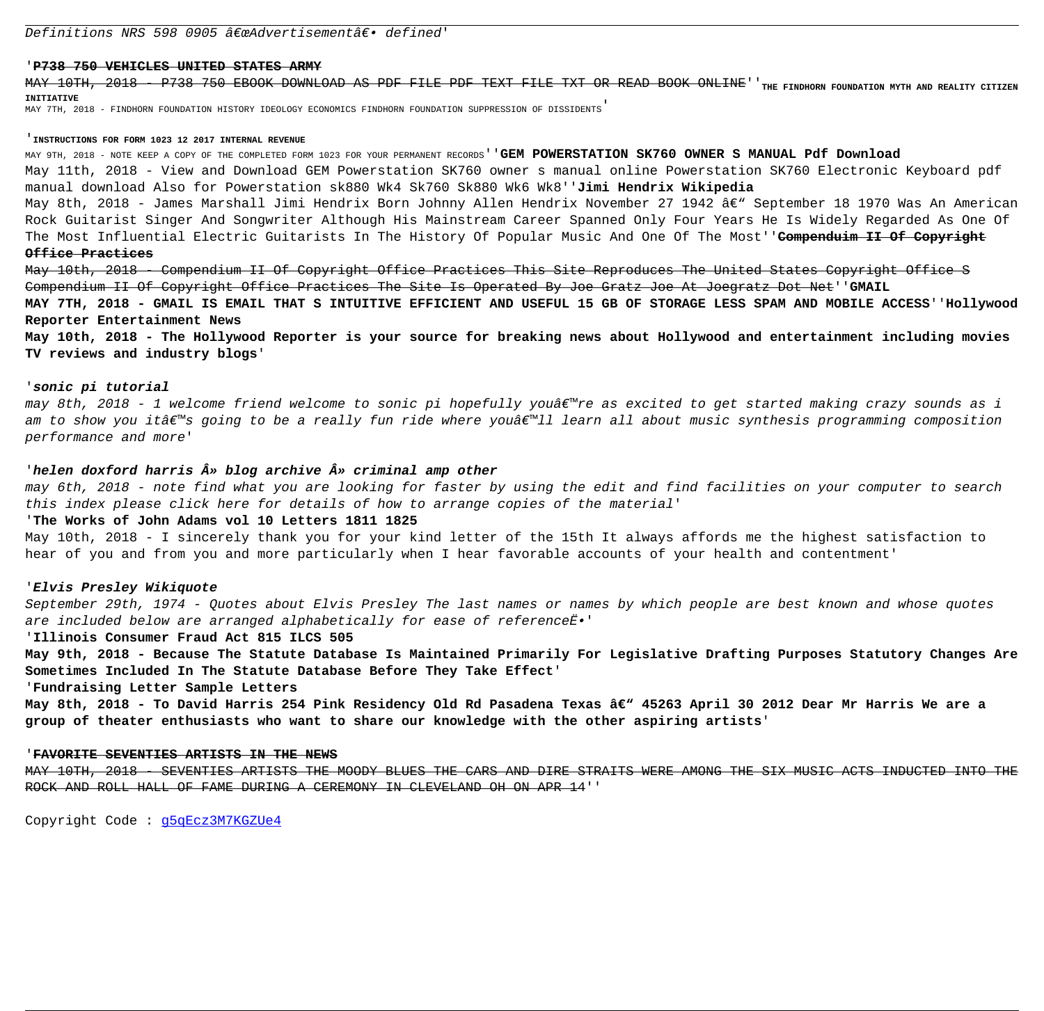Definitions NRS 598 0905 â€œAdvertisementâ€• defined'

'**P738 750 VEHICLES UNITED STATES ARMY**

MAY 10TH, 2018 - P738 750 EBOOK DOWNLOAD AS PDF FILE PDF TEXT FILE TXT OR READ BOOK ONLINE''**THE FINDHORN FOUNDATION MYTH AND REALITY CITIZEN INITIATIVE**

MAY 7TH, 2018 - FINDHORN FOUNDATION HISTORY IDEOLOGY ECONOMICS FINDHORN FOUNDATION SUPPRESSION OF DISSIDENTS'

'**INSTRUCTIONS FOR FORM 1023 12 2017 INTERNAL REVENUE**

MAY 9TH, 2018 - NOTE KEEP A COPY OF THE COMPLETED FORM 1023 FOR YOUR PERMANENT RECORDS''**GEM POWERSTATION SK760 OWNER S MANUAL Pdf Download**

May 11th, 2018 - View and Download GEM Powerstation SK760 owner s manual online Powerstation SK760 Electronic Keyboard pdf manual download Also for Powerstation sk880 Wk4 Sk760 Sk880 Wk6 Wk8''**Jimi Hendrix Wikipedia**

May 8th, 2018 - James Marshall Jimi Hendrix Born Johnny Allen Hendrix November 27 1942 â€“ September 18 1970 Was An American Rock Guitarist Singer And Songwriter Although His Mainstream Career Spanned Only Four Years He Is Widely Regarded As One Of The Most Influential Electric Guitarists In The History Of Popular Music And One Of The Most''**Compenduim II Of Copyright Office Practices**

May 10th, 2018 - Compendium II Of Copyright Office Practices This Site Reproduces The United States Copyright Office S Compendium II Of Copyright Office Practices The Site Is Operated By Joe Gratz Joe At Joegratz Dot Net''**GMAIL**

**MAY 7TH, 2018 - GMAIL IS EMAIL THAT S INTUITIVE EFFICIENT AND USEFUL 15 GB OF STORAGE LESS SPAM AND MOBILE ACCESS**''**Hollywood Reporter Entertainment News**

**May 10th, 2018 - The Hollywood Reporter is your source for breaking news about Hollywood and entertainment including movies TV reviews and industry blogs**'

'***sonic pi tutorial***

*may 8th, 2018 - 1 welcome friend welcome to sonic pi hopefully youâ€™re as excited to get started making crazy sounds as i am to show you itâ€™s going to be a really fun ride where youâ€™ll learn all about music synthesis programming composition performance and more*'

'***helen doxford harris Â» blog archive Â» criminal amp other***

*may 6th, 2018 - note find what you are looking for faster by using the edit and find facilities on your computer to search this index please click here for details of how to arrange copies of the material*'

'**The Works of John Adams vol 10 Letters 1811 1825**

May 10th, 2018 - I sincerely thank you for your kind letter of the 15th It always affords me the highest satisfaction to hear of you and from you and more particularly when I hear favorable accounts of your health and contentment'

'***Elvis Presley Wikiquote***

*September 29th, 1974 - Quotes about Elvis Presley The last names or names by which people are best known and whose quotes are included below are arranged alphabetically for ease of referenceË•*'

'**Illinois Consumer Fraud Act 815 ILCS 505**

**May 9th, 2018 - Because The Statute Database Is Maintained Primarily For Legislative Drafting Purposes Statutory Changes Are Sometimes Included In The Statute Database Before They Take Effect**'

'**Fundraising Letter Sample Letters**

**May 8th, 2018 - To David Harris 254 Pink Residency Old Rd Pasadena Texas â€“ 45263 April 30 2012 Dear Mr Harris We are a group of theater enthusiasts who want to share our knowledge with the other aspiring artists**'

'**FAVORITE SEVENTIES ARTISTS IN THE NEWS**

MAY 10TH, 2018 - SEVENTIES ARTISTS THE MOODY BLUES THE CARS AND DIRE STRAITS WERE AMONG THE SIX MUSIC ACTS INDUCTED INTO THE ROCK AND ROLL HALL OF FAME DURING A CEREMONY IN CLEVELAND OH ON APR 14''

Copyright Code : g5qEcz3M7KGZUe4